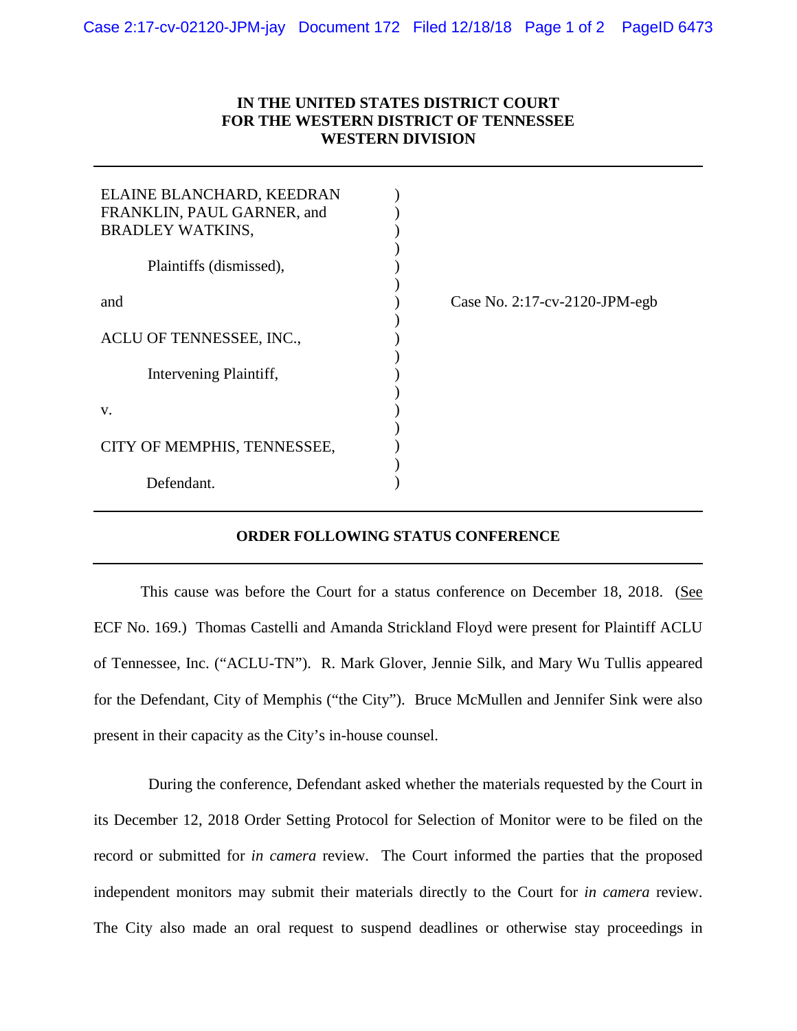**IN THE UNITED STATES DISTRICT COURT**
**FOR THE WESTERN DISTRICT OF TENNESSEE**
**WESTERN DIVISION**

---

| | |
|---|---|
| ELAINE BLANCHARD, KEEDRAN FRANKLIN, PAUL GARNER, and BRADLEY WATKINS, | |
| Plaintiffs (dismissed), | |
| and | Case No. 2:17-cv-2120-JPM-egb |
| ACLU OF TENNESSEE, INC., | |
| Intervening Plaintiff, | |
| v. | |
| CITY OF MEMPHIS, TENNESSEE, | |
| Defendant. | |

---

**ORDER FOLLOWING STATUS CONFERENCE**

---

This cause was before the Court for a status conference on December 18, 2018. (See ECF No. 169.) Thomas Castelli and Amanda Strickland Floyd were present for Plaintiff ACLU of Tennessee, Inc. ("ACLU-TN"). R. Mark Glover, Jennie Silk, and Mary Wu Tullis appeared for the Defendant, City of Memphis ("the City"). Bruce McMullen and Jennifer Sink were also present in their capacity as the City's in-house counsel.

During the conference, Defendant asked whether the materials requested by the Court in its December 12, 2018 Order Setting Protocol for Selection of Monitor were to be filed on the record or submitted for *in camera* review. The Court informed the parties that the proposed independent monitors may submit their materials directly to the Court for *in camera* review. The City also made an oral request to suspend deadlines or otherwise stay proceedings in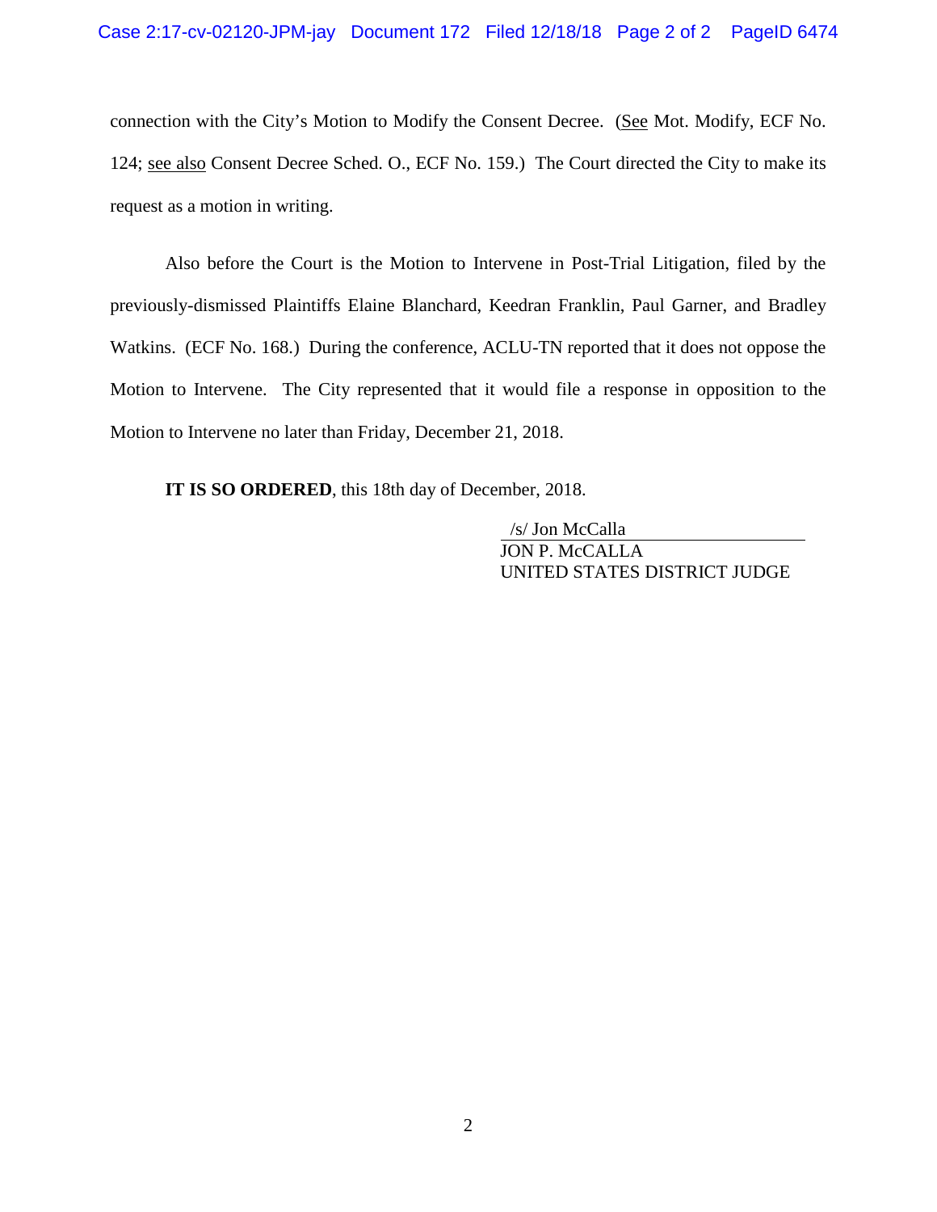connection with the City's Motion to Modify the Consent Decree. (See Mot. Modify, ECF No. 124; see also Consent Decree Sched. O., ECF No. 159.) The Court directed the City to make its request as a motion in writing.

Also before the Court is the Motion to Intervene in Post-Trial Litigation, filed by the previously-dismissed Plaintiffs Elaine Blanchard, Keedran Franklin, Paul Garner, and Bradley Watkins. (ECF No. 168.) During the conference, ACLU-TN reported that it does not oppose the Motion to Intervene. The City represented that it would file a response in opposition to the Motion to Intervene no later than Friday, December 21, 2018.

**IT IS SO ORDERED**, this 18th day of December, 2018.

/s/ Jon McCalla
JON P. McCALLA
UNITED STATES DISTRICT JUDGE